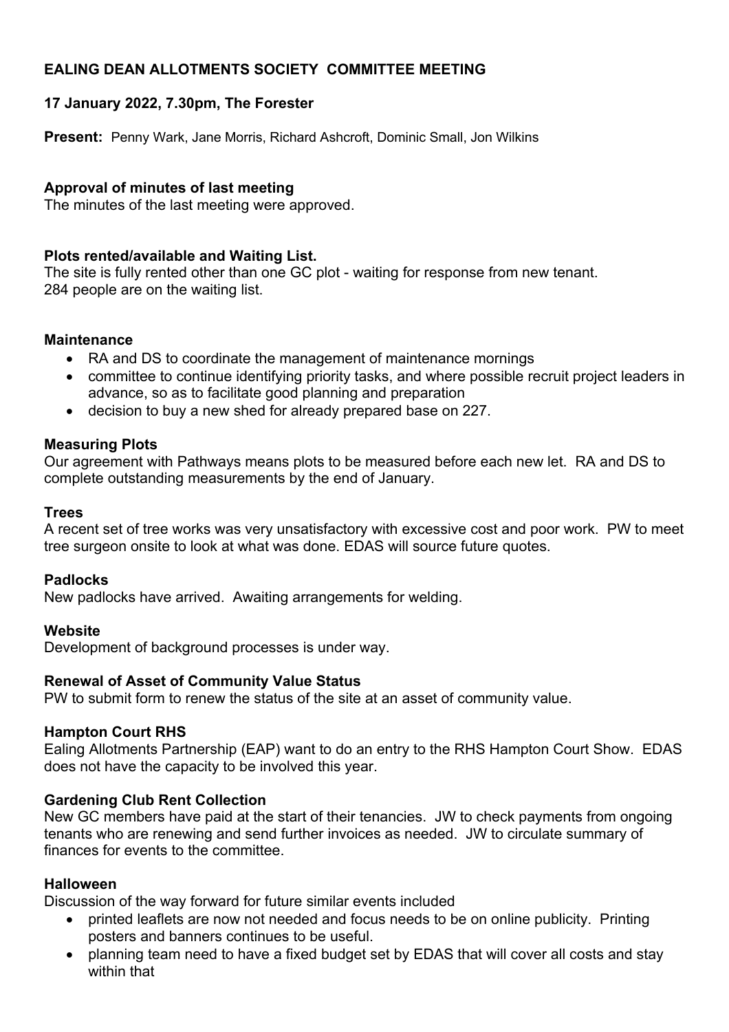# EALING DEAN ALLOTMENTS SOCIETY COMMITTEE MEETING

## 17 January 2022, 7.30pm, The Forester

**Present:** Penny Wark, Jane Morris, Richard Ashcroft, Dominic Small, Jon Wilkins

### Approval of minutes of last meeting

The minutes of the last meeting were approved.

### Plots rented/available and Waiting List.

The site is fully rented other than one GC plot - waiting for response from new tenant.
284 people are on the waiting list.

### Maintenance

- RA and DS to coordinate the management of maintenance mornings
- committee to continue identifying priority tasks, and where possible recruit project leaders in advance, so as to facilitate good planning and preparation
- decision to buy a new shed for already prepared base on 227.

### Measuring Plots

Our agreement with Pathways means plots to be measured before each new let. RA and DS to complete outstanding measurements by the end of January.

### Trees

A recent set of tree works was very unsatisfactory with excessive cost and poor work. PW to meet tree surgeon onsite to look at what was done. EDAS will source future quotes.

### Padlocks

New padlocks have arrived. Awaiting arrangements for welding.

### Website

Development of background processes is under way.

### Renewal of Asset of Community Value Status

PW to submit form to renew the status of the site at an asset of community value.

### Hampton Court RHS

Ealing Allotments Partnership (EAP) want to do an entry to the RHS Hampton Court Show. EDAS does not have the capacity to be involved this year.

### Gardening Club Rent Collection

New GC members have paid at the start of their tenancies. JW to check payments from ongoing tenants who are renewing and send further invoices as needed. JW to circulate summary of finances for events to the committee.

### Halloween

Discussion of the way forward for future similar events included

- printed leaflets are now not needed and focus needs to be on online publicity. Printing posters and banners continues to be useful.
- planning team need to have a fixed budget set by EDAS that will cover all costs and stay within that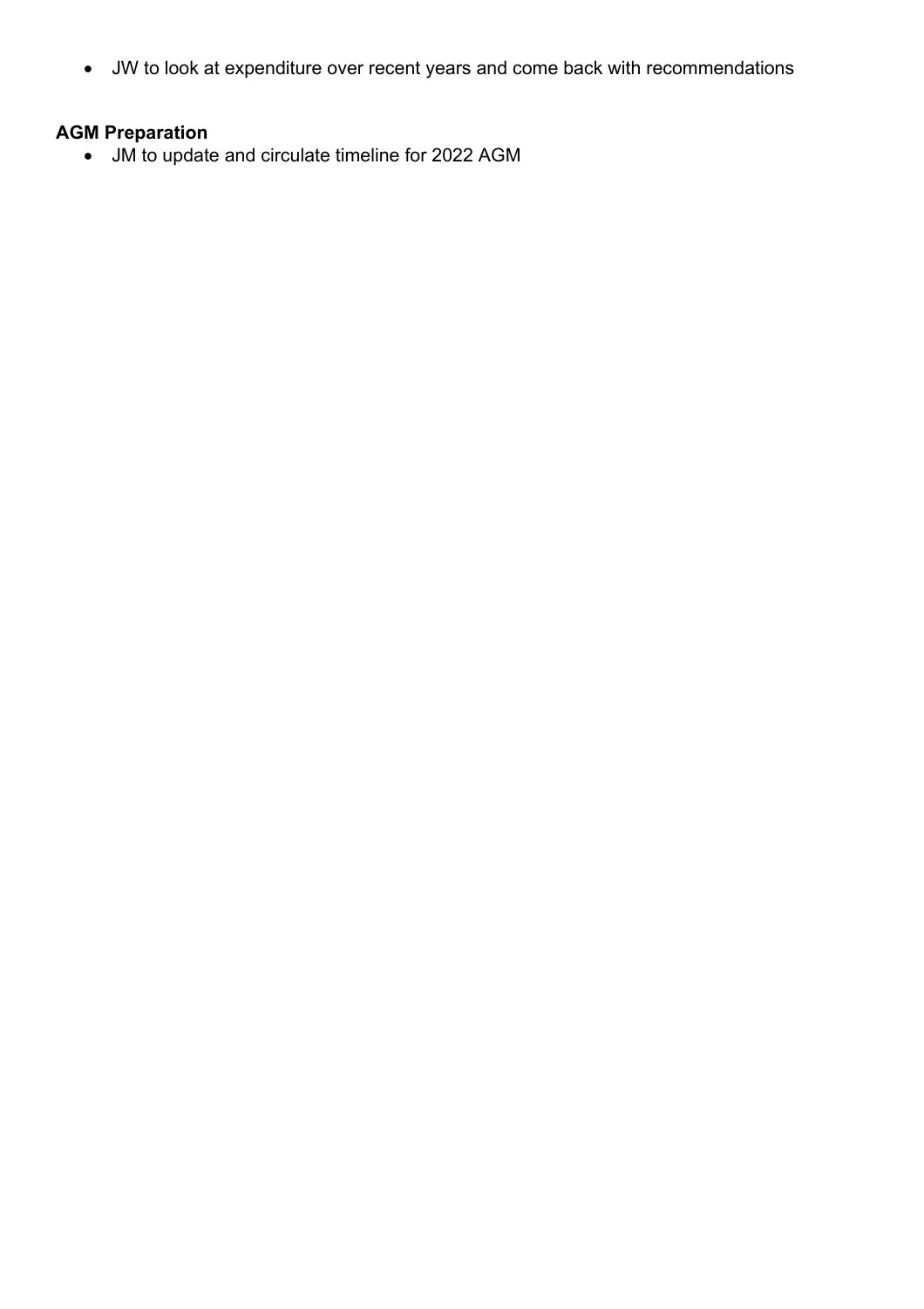- JW to look at expenditure over recent years and come back with recommendations

**AGM Preparation**

- JM to update and circulate timeline for 2022 AGM